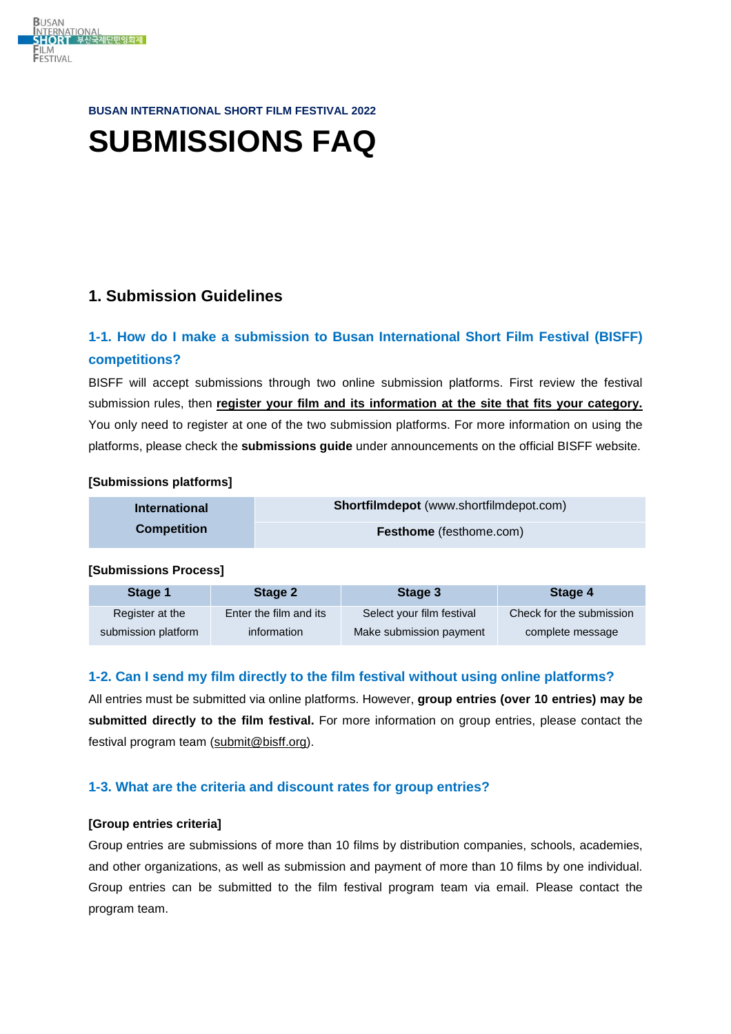BUSAN INTERNATIONAL SHORT FILM FESTIVAL 2022

# SUBMISSIONS FAQ

## 1. Submission Guidelines

### 1-1. How do I make a submission to Busan International Short Film Festival (BISFF) competitions?

BISFF will accept submissions through two online submission platforms. First review the festival submission rules, then **register your film and its information at the site that fits your category.** You only need to register at one of the two submission platforms. For more information on using the platforms, please check the **submissions guide** under announcements on the official BISFF website.

**[Submissions platforms]**

| International Competition | **Shortfilmdepot** (www.shortfilmdepot.com) |
|---|---|
| | **Festhome** (festhome.com) |

**[Submissions Process]**

| Stage 1 | Stage 2 | Stage 3 | Stage 4 |
|---|---|---|---|
| Register at the submission platform | Enter the film and its information | Select your film festival Make submission payment | Check for the submission complete message |

### 1-2. Can I send my film directly to the film festival without using online platforms?

All entries must be submitted via online platforms. However, **group entries (over 10 entries) may be submitted directly to the film festival.** For more information on group entries, please contact the festival program team (submit@bisff.org).

### 1-3. What are the criteria and discount rates for group entries?

**[Group entries criteria]**

Group entries are submissions of more than 10 films by distribution companies, schools, academies, and other organizations, as well as submission and payment of more than 10 films by one individual. Group entries can be submitted to the film festival program team via email. Please contact the program team.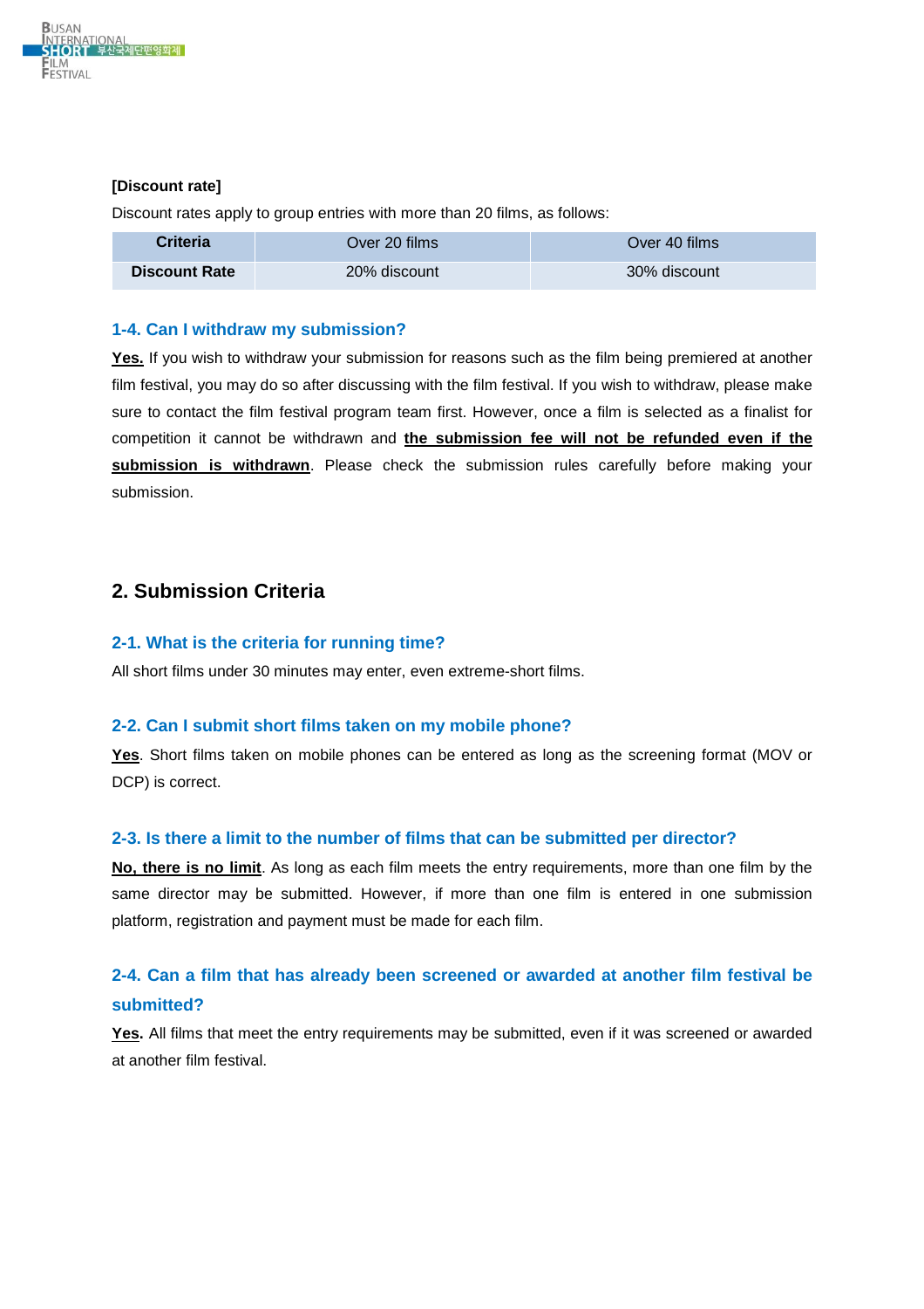**[Discount rate]**

Discount rates apply to group entries with more than 20 films, as follows:

| Criteria | Over 20 films | Over 40 films |
|---|---|---|
| **Discount Rate** | 20% discount | 30% discount |

### 1-4. Can I withdraw my submission?

**Yes.** If you wish to withdraw your submission for reasons such as the film being premiered at another film festival, you may do so after discussing with the film festival. If you wish to withdraw, please make sure to contact the film festival program team first. However, once a film is selected as a finalist for competition it cannot be withdrawn and **the submission fee will not be refunded even if the submission is withdrawn**. Please check the submission rules carefully before making your submission.

## 2. Submission Criteria

### 2-1. What is the criteria for running time?

All short films under 30 minutes may enter, even extreme-short films.

### 2-2. Can I submit short films taken on my mobile phone?

**Yes**. Short films taken on mobile phones can be entered as long as the screening format (MOV or DCP) is correct.

### 2-3. Is there a limit to the number of films that can be submitted per director?

**No, there is no limit**. As long as each film meets the entry requirements, more than one film by the same director may be submitted. However, if more than one film is entered in one submission platform, registration and payment must be made for each film.

### 2-4. Can a film that has already been screened or awarded at another film festival be submitted?

**Yes.** All films that meet the entry requirements may be submitted, even if it was screened or awarded at another film festival.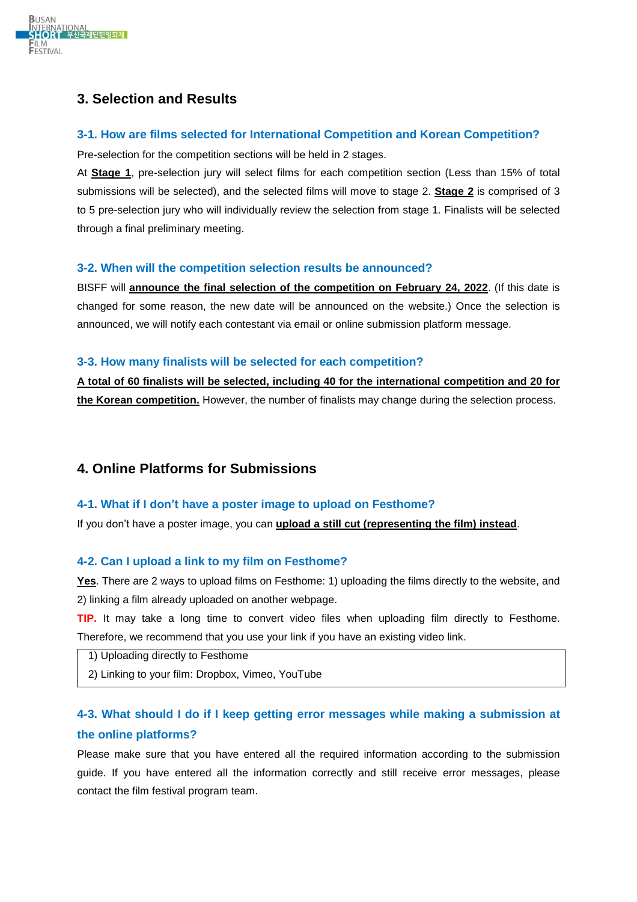## 3. Selection and Results

### 3-1. How are films selected for International Competition and Korean Competition?

Pre-selection for the competition sections will be held in 2 stages.

At **Stage 1**, pre-selection jury will select films for each competition section (Less than 15% of total submissions will be selected), and the selected films will move to stage 2. **Stage 2** is comprised of 3 to 5 pre-selection jury who will individually review the selection from stage 1. Finalists will be selected through a final preliminary meeting.

### 3-2. When will the competition selection results be announced?

BISFF will **announce the final selection of the competition on February 24, 2022**. (If this date is changed for some reason, the new date will be announced on the website.) Once the selection is announced, we will notify each contestant via email or online submission platform message.

### 3-3. How many finalists will be selected for each competition?

**A total of 60 finalists will be selected, including 40 for the international competition and 20 for the Korean competition.** However, the number of finalists may change during the selection process.

## 4. Online Platforms for Submissions

### 4-1. What if I don't have a poster image to upload on Festhome?

If you don't have a poster image, you can **upload a still cut (representing the film) instead**.

### 4-2. Can I upload a link to my film on Festhome?

**Yes**. There are 2 ways to upload films on Festhome: 1) uploading the films directly to the website, and 2) linking a film already uploaded on another webpage.

**TIP.** It may take a long time to convert video files when uploading film directly to Festhome. Therefore, we recommend that you use your link if you have an existing video link.

1) Uploading directly to Festhome
2) Linking to your film: Dropbox, Vimeo, YouTube

### 4-3. What should I do if I keep getting error messages while making a submission at the online platforms?

Please make sure that you have entered all the required information according to the submission guide. If you have entered all the information correctly and still receive error messages, please contact the film festival program team.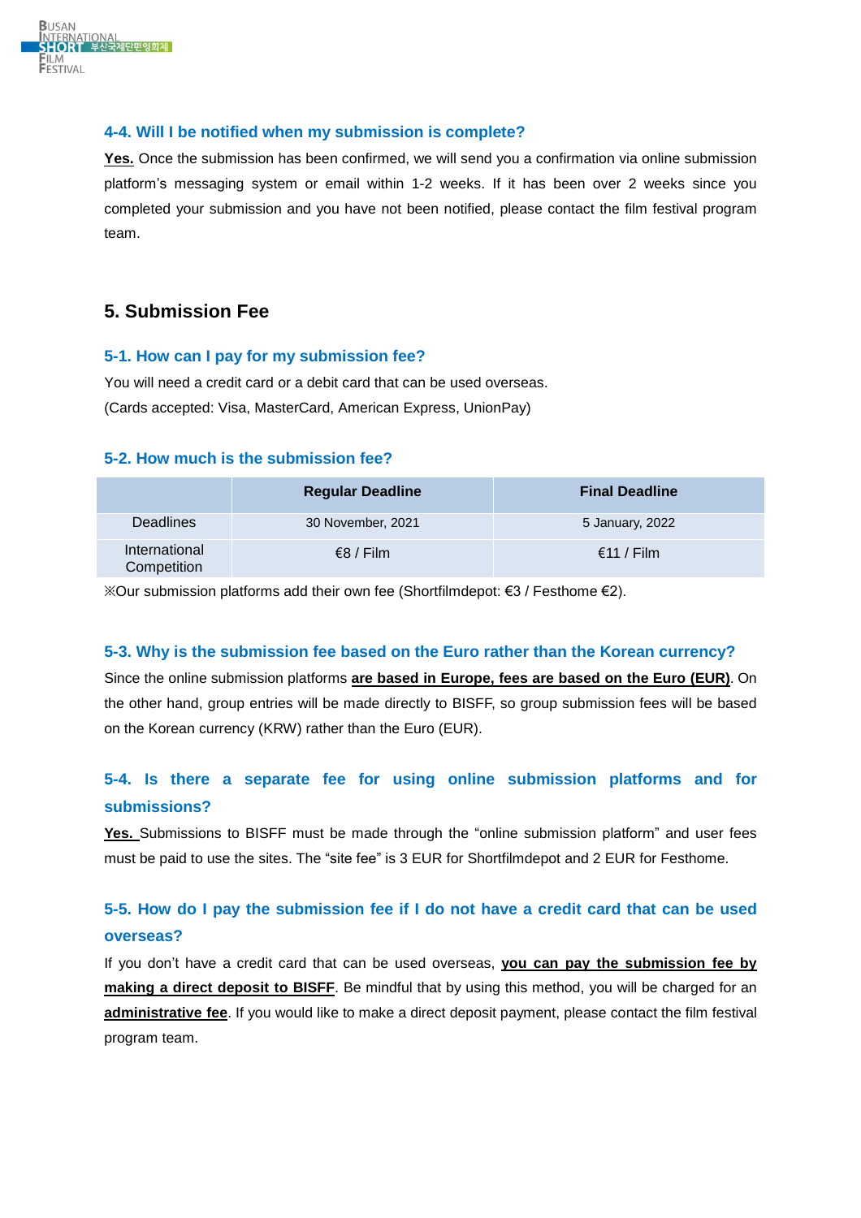### 4-4. Will I be notified when my submission is complete?

**Yes.** Once the submission has been confirmed, we will send you a confirmation via online submission platform's messaging system or email within 1-2 weeks. If it has been over 2 weeks since you completed your submission and you have not been notified, please contact the film festival program team.

## 5. Submission Fee

### 5-1. How can I pay for my submission fee?

You will need a credit card or a debit card that can be used overseas.
(Cards accepted: Visa, MasterCard, American Express, UnionPay)

### 5-2. How much is the submission fee?

| | Regular Deadline | Final Deadline |
|---|---|---|
| Deadlines | 30 November, 2021 | 5 January, 2022 |
| International Competition | €8 / Film | €11 / Film |

※Our submission platforms add their own fee (Shortfilmdepot: €3 / Festhome €2).

### 5-3. Why is the submission fee based on the Euro rather than the Korean currency?

Since the online submission platforms **are based in Europe, fees are based on the Euro (EUR)**. On the other hand, group entries will be made directly to BISFF, so group submission fees will be based on the Korean currency (KRW) rather than the Euro (EUR).

### 5-4. Is there a separate fee for using online submission platforms and for submissions?

**Yes.** Submissions to BISFF must be made through the "online submission platform" and user fees must be paid to use the sites. The "site fee" is 3 EUR for Shortfilmdepot and 2 EUR for Festhome.

### 5-5. How do I pay the submission fee if I do not have a credit card that can be used overseas?

If you don't have a credit card that can be used overseas, **you can pay the submission fee by making a direct deposit to BISFF**. Be mindful that by using this method, you will be charged for an **administrative fee**. If you would like to make a direct deposit payment, please contact the film festival program team.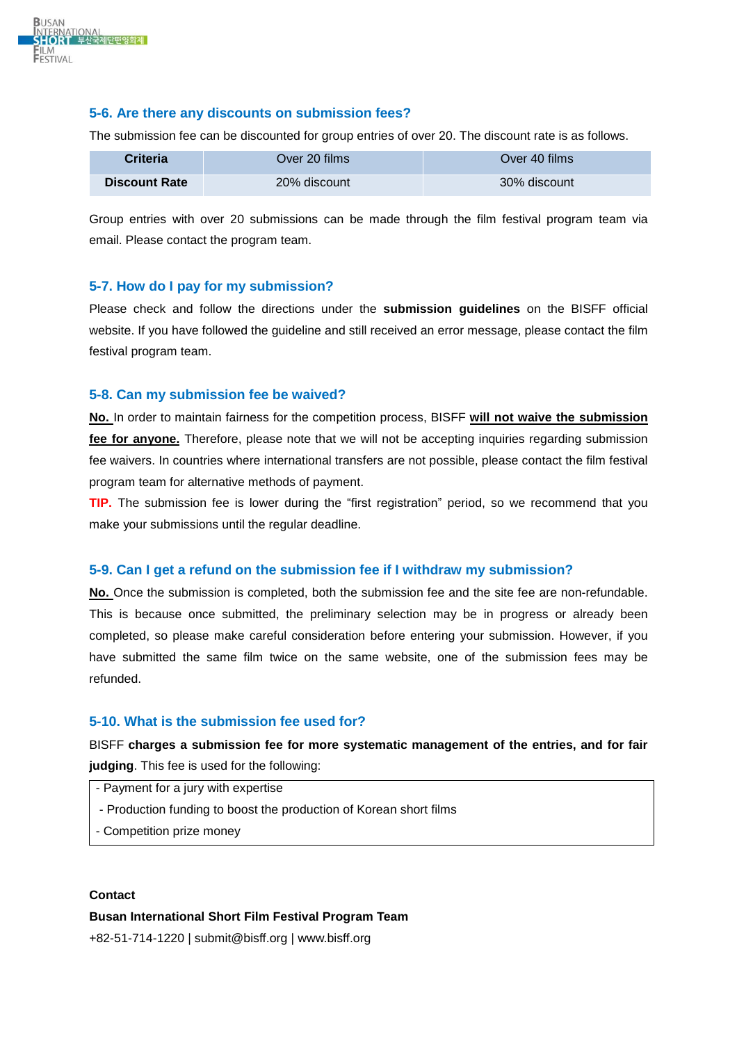### 5-6. Are there any discounts on submission fees?

The submission fee can be discounted for group entries of over 20. The discount rate is as follows.

| Criteria | Over 20 films | Over 40 films |
|---|---|---|
| **Discount Rate** | 20% discount | 30% discount |

Group entries with over 20 submissions can be made through the film festival program team via email. Please contact the program team.

### 5-7. How do I pay for my submission?

Please check and follow the directions under the **submission guidelines** on the BISFF official website. If you have followed the guideline and still received an error message, please contact the film festival program team.

### 5-8. Can my submission fee be waived?

**No.** In order to maintain fairness for the competition process, BISFF **will not waive the submission fee for anyone.** Therefore, please note that we will not be accepting inquiries regarding submission fee waivers. In countries where international transfers are not possible, please contact the film festival program team for alternative methods of payment.

**TIP.** The submission fee is lower during the "first registration" period, so we recommend that you make your submissions until the regular deadline.

### 5-9. Can I get a refund on the submission fee if I withdraw my submission?

**No.** Once the submission is completed, both the submission fee and the site fee are non-refundable. This is because once submitted, the preliminary selection may be in progress or already been completed, so please make careful consideration before entering your submission. However, if you have submitted the same film twice on the same website, one of the submission fees may be refunded.

### 5-10. What is the submission fee used for?

BISFF **charges a submission fee for more systematic management of the entries, and for fair judging**. This fee is used for the following:

- Payment for a jury with expertise
- Production funding to boost the production of Korean short films
- Competition prize money

**Contact**

**Busan International Short Film Festival Program Team**

+82-51-714-1220 | submit@bisff.org | www.bisff.org